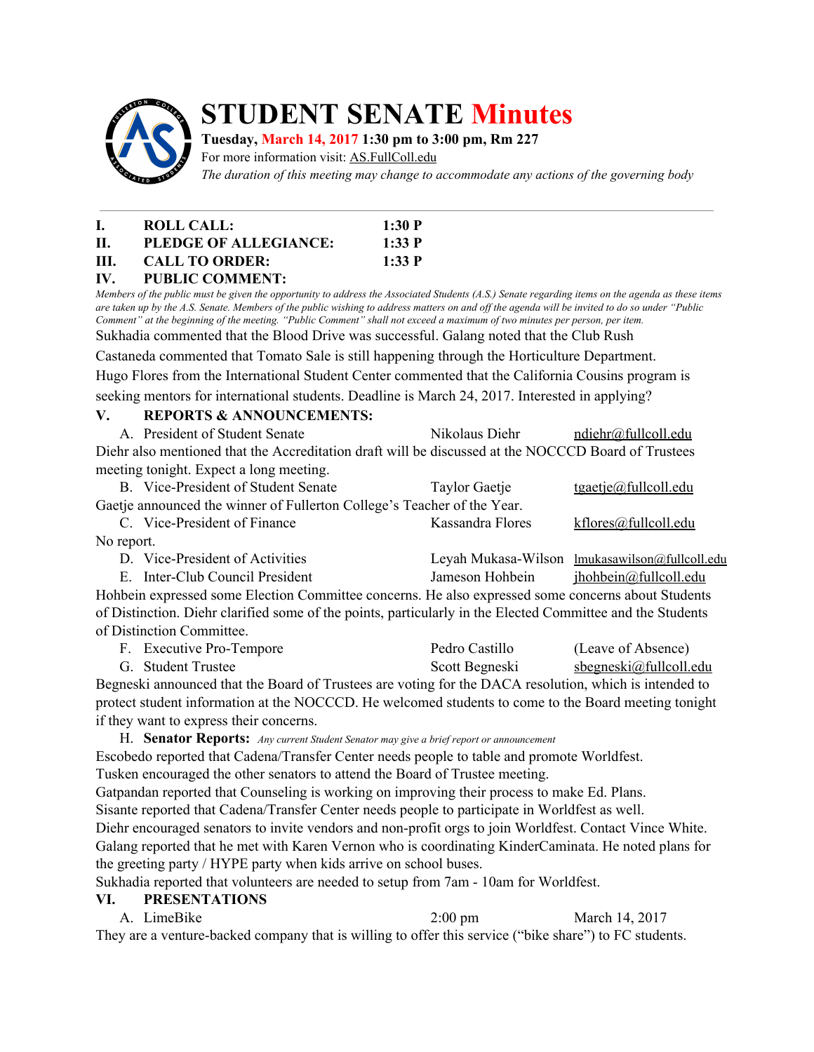# STUDENT SENATE Minutes

**Tuesday, March 14, 2017 1:30 pm to 3:00 pm, Rm 227**

For more information visit: AS.FullColl.edu

*The duration of this meeting may change to accommodate any actions of the governing body*

---

**I. ROLL CALL: 1:30 P**

**II. PLEDGE OF ALLEGIANCE: 1:33 P**

**III. CALL TO ORDER: 1:33 P**

**IV. PUBLIC COMMENT:**

*Members of the public must be given the opportunity to address the Associated Students (A.S.) Senate regarding items on the agenda as these items are taken up by the A.S. Senate. Members of the public wishing to address matters on and off the agenda will be invited to do so under "Public Comment" at the beginning of the meeting. "Public Comment" shall not exceed a maximum of two minutes per person, per item.*

Sukhadia commented that the Blood Drive was successful. Galang noted that the Club Rush

Castaneda commented that Tomato Sale is still happening through the Horticulture Department.

Hugo Flores from the International Student Center commented that the California Cousins program is seeking mentors for international students. Deadline is March 24, 2017. Interested in applying?

**V. REPORTS & ANNOUNCEMENTS:**

A. President of Student Senate — Nikolaus Diehr — ndiehr@fullcoll.edu

Diehr also mentioned that the Accreditation draft will be discussed at the NOCCCD Board of Trustees meeting tonight. Expect a long meeting.

B. Vice-President of Student Senate — Taylor Gaetje — tgaetje@fullcoll.edu

Gaetje announced the winner of Fullerton College's Teacher of the Year.

C. Vice-President of Finance — Kassandra Flores — kflores@fullcoll.edu

No report.

D. Vice-President of Activities — Leyah Mukasa-Wilson — lmukasawilson@fullcoll.edu

E. Inter-Club Council President — Jameson Hohbein — jhohbein@fullcoll.edu

Hohbein expressed some Election Committee concerns. He also expressed some concerns about Students of Distinction. Diehr clarified some of the points, particularly in the Elected Committee and the Students of Distinction Committee.

F. Executive Pro-Tempore — Pedro Castillo — (Leave of Absence)

G. Student Trustee — Scott Begneski — sbegneski@fullcoll.edu

Begneski announced that the Board of Trustees are voting for the DACA resolution, which is intended to protect student information at the NOCCCD. He welcomed students to come to the Board meeting tonight if they want to express their concerns.

H. **Senator Reports:** *Any current Student Senator may give a brief report or announcement*

Escobedo reported that Cadena/Transfer Center needs people to table and promote Worldfest.

Tusken encouraged the other senators to attend the Board of Trustee meeting.

Gatpandan reported that Counseling is working on improving their process to make Ed. Plans.

Sisante reported that Cadena/Transfer Center needs people to participate in Worldfest as well.

Diehr encouraged senators to invite vendors and non-profit orgs to join Worldfest. Contact Vince White.

Galang reported that he met with Karen Vernon who is coordinating KinderCaminata. He noted plans for the greeting party / HYPE party when kids arrive on school buses.

Sukhadia reported that volunteers are needed to setup from 7am - 10am for Worldfest.

**VI. PRESENTATIONS**

A. LimeBike — 2:00 pm — March 14, 2017

They are a venture-backed company that is willing to offer this service ("bike share") to FC students.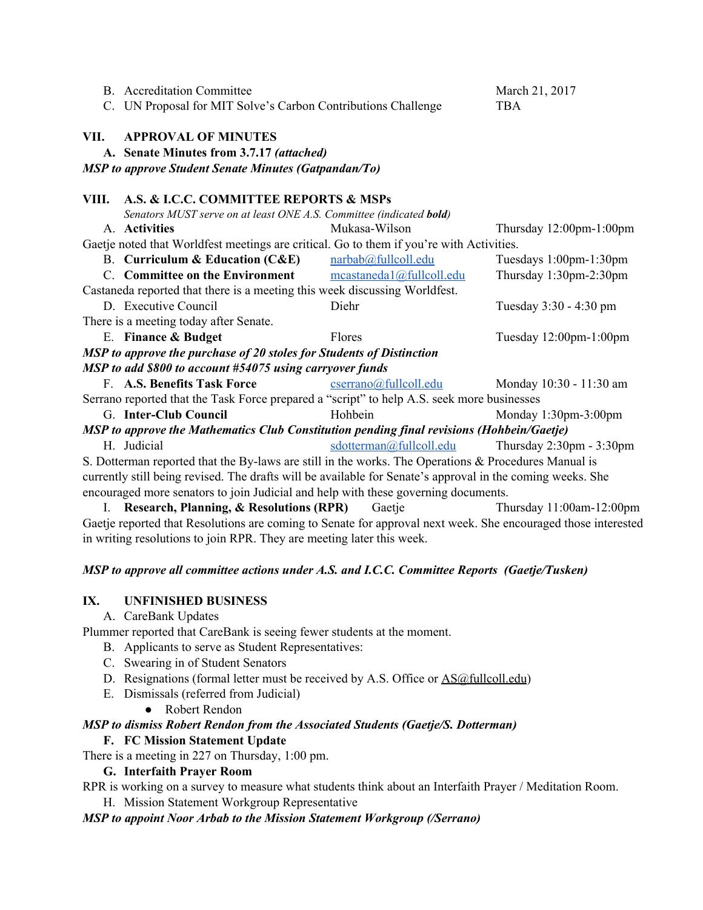B. Accreditation Committee — March 21, 2017
C. UN Proposal for MIT Solve's Carbon Contributions Challenge — TBA

## VII. APPROVAL OF MINUTES

**A. Senate Minutes from 3.7.17 *(attached)***

***MSP to approve Student Senate Minutes (Gatpandan/To)***

## VIII. A.S. & I.C.C. COMMITTEE REPORTS & MSPs

*Senators MUST serve on at least ONE A.S. Committee (indicated **bold**)*

A. **Activities** — Mukasa-Wilson — Thursday 12:00pm-1:00pm

Gaetje noted that Worldfest meetings are critical. Go to them if you're with Activities.

B. **Curriculum & Education (C&E)** — narbab@fullcoll.edu — Tuesdays 1:00pm-1:30pm

C. **Committee on the Environment** — mcastaneda1@fullcoll.edu — Thursday 1:30pm-2:30pm

Castaneda reported that there is a meeting this week discussing Worldfest.

D. Executive Council — Diehr — Tuesday 3:30 - 4:30 pm

There is a meeting today after Senate.

E. **Finance & Budget** — Flores — Tuesday 12:00pm-1:00pm

***MSP to approve the purchase of 20 stoles for Students of Distinction***

***MSP to add $800 to account #54075 using carryover funds***

F. **A.S. Benefits Task Force** — cserrano@fullcoll.edu — Monday 10:30 - 11:30 am

Serrano reported that the Task Force prepared a "script" to help A.S. seek more businesses

G. **Inter-Club Council** — Hohbein — Monday 1:30pm-3:00pm

***MSP to approve the Mathematics Club Constitution pending final revisions (Hohbein/Gaetje)***

H. Judicial — sdotterman@fullcoll.edu — Thursday 2:30pm - 3:30pm

S. Dotterman reported that the By-laws are still in the works. The Operations & Procedures Manual is currently still being revised. The drafts will be available for Senate's approval in the coming weeks. She encouraged more senators to join Judicial and help with these governing documents.

I. **Research, Planning, & Resolutions (RPR)** — Gaetje — Thursday 11:00am-12:00pm

Gaetje reported that Resolutions are coming to Senate for approval next week. She encouraged those interested in writing resolutions to join RPR. They are meeting later this week.

***MSP to approve all committee actions under A.S. and I.C.C. Committee Reports (Gaetje/Tusken)***

## IX. UNFINISHED BUSINESS

A. CareBank Updates

Plummer reported that CareBank is seeing fewer students at the moment.

B. Applicants to serve as Student Representatives:

C. Swearing in of Student Senators

D. Resignations (formal letter must be received by A.S. Office or AS@fullcoll.edu)

E. Dismissals (referred from Judicial)

- Robert Rendon

***MSP to dismiss Robert Rendon from the Associated Students (Gaetje/S. Dotterman)***

**F. FC Mission Statement Update**

There is a meeting in 227 on Thursday, 1:00 pm.

**G. Interfaith Prayer Room**

RPR is working on a survey to measure what students think about an Interfaith Prayer / Meditation Room.

H. Mission Statement Workgroup Representative

***MSP to appoint Noor Arbab to the Mission Statement Workgroup (/Serrano)***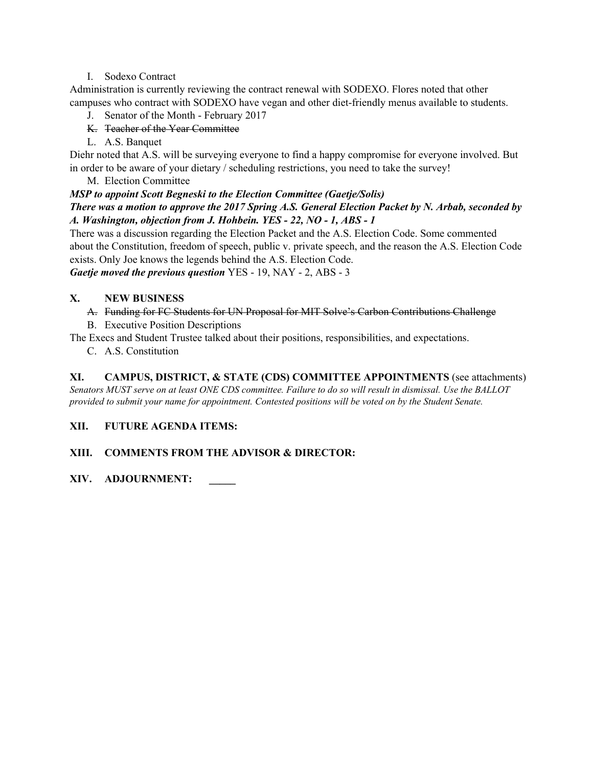I. Sodexo Contract

Administration is currently reviewing the contract renewal with SODEXO. Flores noted that other campuses who contract with SODEXO have vegan and other diet-friendly menus available to students.

J. Senator of the Month - February 2017

~~K. Teacher of the Year Committee~~

L. A.S. Banquet

Diehr noted that A.S. will be surveying everyone to find a happy compromise for everyone involved. But in order to be aware of your dietary / scheduling restrictions, you need to take the survey!

M. Election Committee

***MSP to appoint Scott Begneski to the Election Committee (Gaetje/Solis)***

***There was a motion to approve the 2017 Spring A.S. General Election Packet by N. Arbab, seconded by A. Washington, objection from J. Hohbein. YES - 22, NO - 1, ABS - 1***

There was a discussion regarding the Election Packet and the A.S. Election Code. Some commented about the Constitution, freedom of speech, public v. private speech, and the reason the A.S. Election Code exists. Only Joe knows the legends behind the A.S. Election Code.

***Gaetje moved the previous question*** YES - 19, NAY - 2, ABS - 3

## X. NEW BUSINESS

~~A. Funding for FC Students for UN Proposal for MIT Solve's Carbon Contributions Challenge~~

B. Executive Position Descriptions

The Execs and Student Trustee talked about their positions, responsibilities, and expectations.

C. A.S. Constitution

## XI. CAMPUS, DISTRICT, & STATE (CDS) COMMITTEE APPOINTMENTS (see attachments)

*Senators MUST serve on at least ONE CDS committee. Failure to do so will result in dismissal. Use the BALLOT provided to submit your name for appointment. Contested positions will be voted on by the Student Senate.*

## XII. FUTURE AGENDA ITEMS:

## XIII. COMMENTS FROM THE ADVISOR & DIRECTOR:

## XIV. ADJOURNMENT: _____